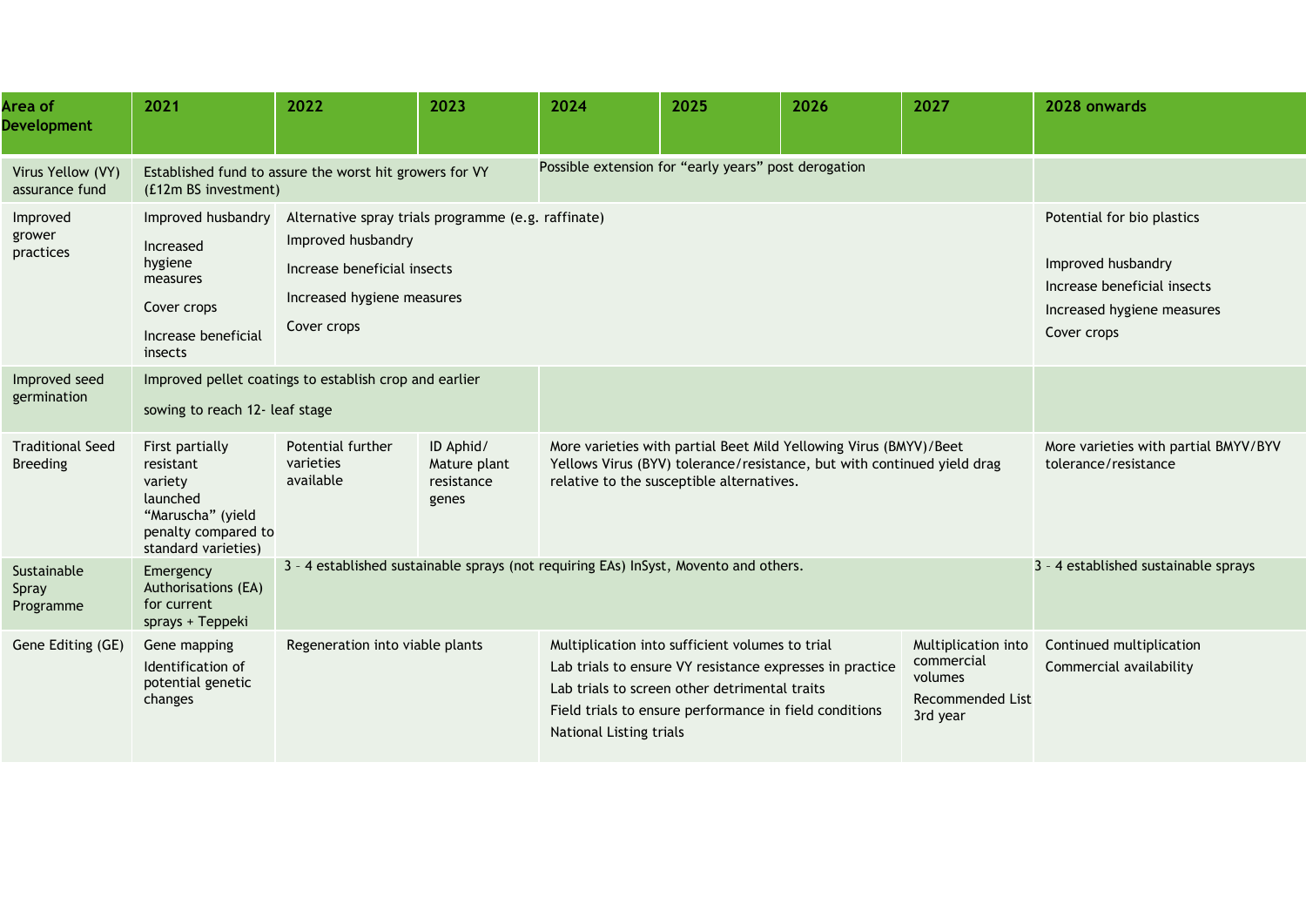| Area of Development | 2021 | 2022 | 2023 | 2024 | 2025 | 2026 | 2027 | 2028 onwards |
|---|---|---|---|---|---|---|---|---|
| Virus Yellow (VY) assurance fund | Established fund to assure the worst hit growers for VY (£12m BS investment) | | | Possible extension for "early years" post derogation | | | | |
| Improved grower practices | Improved husbandry<br>Increased hygiene measures<br>Cover crops<br>Increase beneficial insects | Alternative spray trials programme (e.g. raffinate)<br>Improved husbandry<br>Increase beneficial insects<br>Increased hygiene measures<br>Cover crops | | | | | | Potential for bio plastics<br>Improved husbandry<br>Increase beneficial insects<br>Increased hygiene measures<br>Cover crops |
| Improved seed germination | Improved pellet coatings to establish crop and earlier sowing to reach 12- leaf stage | | | | | | | |
| Traditional Seed Breeding | First partially resistant variety launched "Maruscha" (yield penalty compared to standard varieties) | Potential further varieties available | ID Aphid/ Mature plant resistance genes | More varieties with partial Beet Mild Yellowing Virus (BMYV)/Beet Yellows Virus (BYV) tolerance/resistance, but with continued yield drag relative to the susceptible alternatives. | | | | More varieties with partial BMYV/BYV tolerance/resistance |
| Sustainable Spray Programme | Emergency Authorisations (EA) for current sprays + Teppeki | 3 – 4 established sustainable sprays (not requiring EAs) InSyst, Movento and others. | | | | | | 3 – 4 established sustainable sprays |
| Gene Editing (GE) | Gene mapping<br>Identification of potential genetic changes | Regeneration into viable plants | | Multiplication into sufficient volumes to trial<br>Lab trials to ensure VY resistance expresses in practice<br>Lab trials to screen other detrimental traits<br>Field trials to ensure performance in field conditions<br>National Listing trials | | | Multiplication into commercial volumes<br>Recommended List 3rd year | Continued multiplication<br>Commercial availability |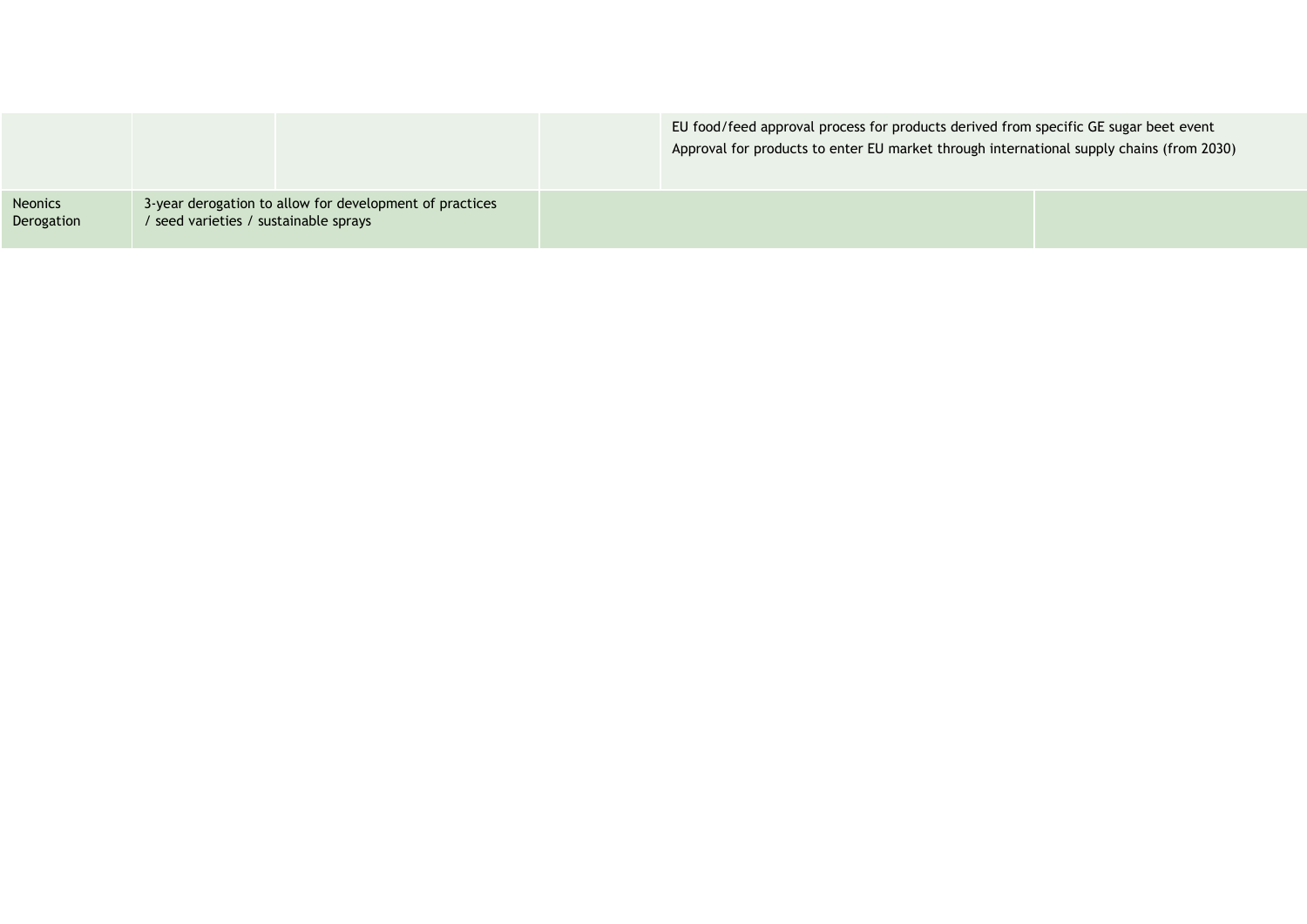| | | | | | |
|---|---|---|---|---|---|
| | | | | EU food/feed approval process for products derived from specific GE sugar beet event<br>Approval for products to enter EU market through international supply chains (from 2030) | |
| Neonics Derogation | 3-year derogation to allow for development of practices / seed varieties / sustainable sprays | | | | |